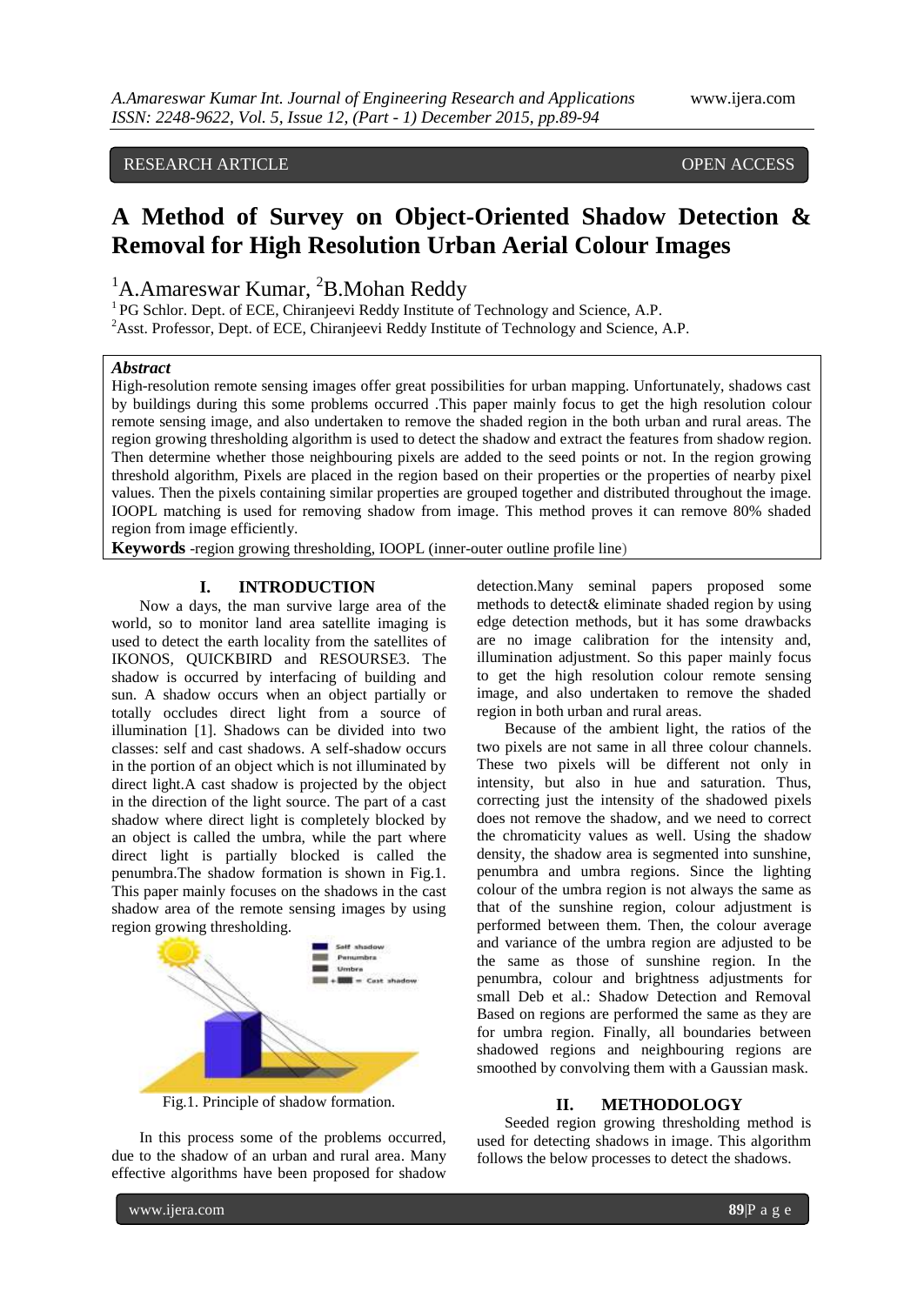RESEARCH ARTICLE OPEN ACCESS

# A Method of Survey on Object-Oriented Shadow Detection & Removal for High Resolution Urban Aerial Colour Images

[1]A.Amareswar Kumar, [2]B.Mohan Reddy

[1] PG Schlor. Dept. of ECE, Chiranjeevi Reddy Institute of Technology and Science, A.P.

[2]Asst. Professor, Dept. of ECE, Chiranjeevi Reddy Institute of Technology and Science, A.P.

***Abstract***

High-resolution remote sensing images offer great possibilities for urban mapping. Unfortunately, shadows cast by buildings during this some problems occurred .This paper mainly focus to get the high resolution colour remote sensing image, and also undertaken to remove the shaded region in the both urban and rural areas. The region growing thresholding algorithm is used to detect the shadow and extract the features from shadow region. Then determine whether those neighbouring pixels are added to the seed points or not. In the region growing threshold algorithm, Pixels are placed in the region based on their properties or the properties of nearby pixel values. Then the pixels containing similar properties are grouped together and distributed throughout the image. IOOPL matching is used for removing shadow from image. This method proves it can remove 80% shaded region from image efficiently.

**Keywords** -region growing thresholding, IOOPL (inner-outer outline profile line)

## I. INTRODUCTION

Now a days, the man survive large area of the world, so to monitor land area satellite imaging is used to detect the earth locality from the satellites of IKONOS, QUICKBIRD and RESOURSE3. The shadow is occurred by interfacing of building and sun. A shadow occurs when an object partially or totally occludes direct light from a source of illumination [1]. Shadows can be divided into two classes: self and cast shadows. A self-shadow occurs in the portion of an object which is not illuminated by direct light.A cast shadow is projected by the object in the direction of the light source. The part of a cast shadow where direct light is completely blocked by an object is called the umbra, while the part where direct light is partially blocked is called the penumbra.The shadow formation is shown in Fig.1. This paper mainly focuses on the shadows in the cast shadow area of the remote sensing images by using region growing thresholding.

Fig.1. Principle of shadow formation.

In this process some of the problems occurred, due to the shadow of an urban and rural area. Many effective algorithms have been proposed for shadow detection.Many seminal papers proposed some methods to detect& eliminate shaded region by using edge detection methods, but it has some drawbacks are no image calibration for the intensity and, illumination adjustment. So this paper mainly focus to get the high resolution colour remote sensing image, and also undertaken to remove the shaded region in both urban and rural areas.

Because of the ambient light, the ratios of the two pixels are not same in all three colour channels. These two pixels will be different not only in intensity, but also in hue and saturation. Thus, correcting just the intensity of the shadowed pixels does not remove the shadow, and we need to correct the chromaticity values as well. Using the shadow density, the shadow area is segmented into sunshine, penumbra and umbra regions. Since the lighting colour of the umbra region is not always the same as that of the sunshine region, colour adjustment is performed between them. Then, the colour average and variance of the umbra region are adjusted to be the same as those of sunshine region. In the penumbra, colour and brightness adjustments for small Deb et al.: Shadow Detection and Removal Based on regions are performed the same as they are for umbra region. Finally, all boundaries between shadowed regions and neighbouring regions are smoothed by convolving them with a Gaussian mask.

## II. METHODOLOGY

Seeded region growing thresholding method is used for detecting shadows in image. This algorithm follows the below processes to detect the shadows.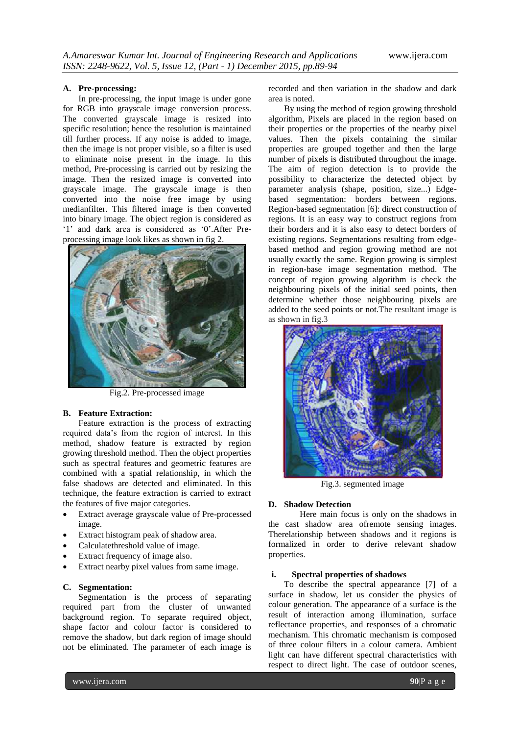### A. Pre-processing:

In pre-processing, the input image is under gone for RGB into grayscale image conversion process. The converted grayscale image is resized into specific resolution; hence the resolution is maintained till further process. If any noise is added to image, then the image is not proper visible, so a filter is used to eliminate noise present in the image. In this method, Pre-processing is carried out by resizing the image. Then the resized image is converted into grayscale image. The grayscale image is then converted into the noise free image by using medianfilter. This filtered image is then converted into binary image. The object region is considered as '1' and dark area is considered as '0'.After Pre-processing image look likes as shown in fig 2.

Fig.2. Pre-processed image

### B. Feature Extraction:

Feature extraction is the process of extracting required data's from the region of interest. In this method, shadow feature is extracted by region growing threshold method. Then the object properties such as spectral features and geometric features are combined with a spatial relationship, in which the false shadows are detected and eliminated. In this technique, the feature extraction is carried to extract the features of five major categories.

- Extract average grayscale value of Pre-processed image.
- Extract histogram peak of shadow area.
- Calculatethreshold value of image.
- Extract frequency of image also.
- Extract nearby pixel values from same image.

### C. Segmentation:

Segmentation is the process of separating required part from the cluster of unwanted background region. To separate required object, shape factor and colour factor is considered to remove the shadow, but dark region of image should not be eliminated. The parameter of each image is recorded and then variation in the shadow and dark area is noted.

By using the method of region growing threshold algorithm, Pixels are placed in the region based on their properties or the properties of the nearby pixel values. Then the pixels containing the similar properties are grouped together and then the large number of pixels is distributed throughout the image. The aim of region detection is to provide the possibility to characterize the detected object by parameter analysis (shape, position, size...) Edge-based segmentation: borders between regions. Region-based segmentation [6]: direct construction of regions. It is an easy way to construct regions from their borders and it is also easy to detect borders of existing regions. Segmentations resulting from edge-based method and region growing method are not usually exactly the same. Region growing is simplest in region-base image segmentation method. The concept of region growing algorithm is check the neighbouring pixels of the initial seed points, then determine whether those neighbouring pixels are added to the seed points or not.The resultant image is as shown in fig.3

Fig.3. segmented image

### D. Shadow Detection

Here main focus is only on the shadows in the cast shadow area ofremote sensing images. Therelationship between shadows and it regions is formalized in order to derive relevant shadow properties.

#### i. Spectral properties of shadows

To describe the spectral appearance [7] of a surface in shadow, let us consider the physics of colour generation. The appearance of a surface is the result of interaction among illumination, surface reflectance properties, and responses of a chromatic mechanism. This chromatic mechanism is composed of three colour filters in a colour camera. Ambient light can have different spectral characteristics with respect to direct light. The case of outdoor scenes,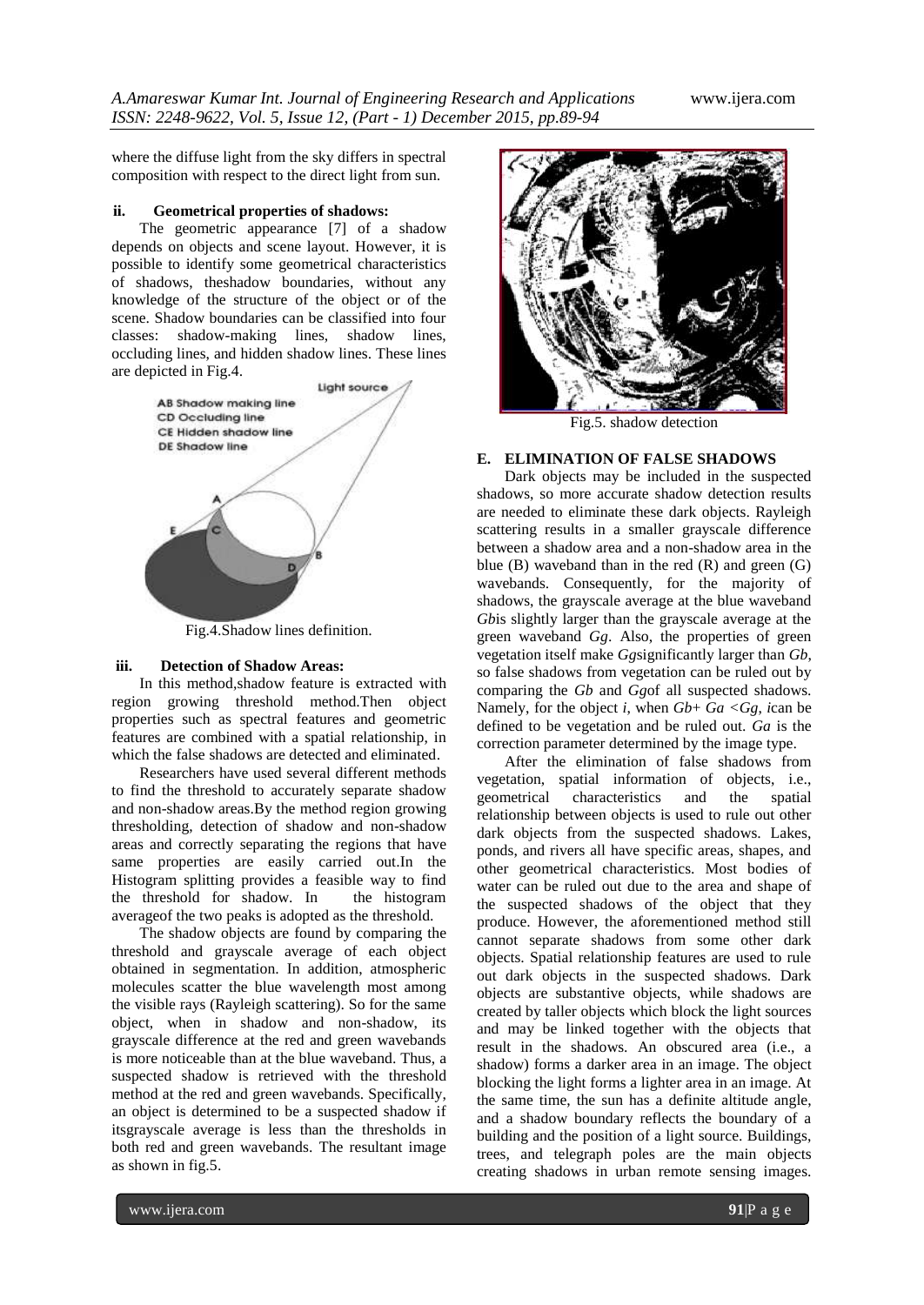where the diffuse light from the sky differs in spectral composition with respect to the direct light from sun.

#### ii. Geometrical properties of shadows:

The geometric appearance [7] of a shadow depends on objects and scene layout. However, it is possible to identify some geometrical characteristics of shadows, theshadow boundaries, without any knowledge of the structure of the object or of the scene. Shadow boundaries can be classified into four classes: shadow-making lines, shadow lines, occluding lines, and hidden shadow lines. These lines are depicted in Fig.4.

Light source
AB Shadow making line
CD Occluding line
CE Hidden shadow line
DE Shadow line

Fig.4.Shadow lines definition.

#### iii. Detection of Shadow Areas:

In this method,shadow feature is extracted with region growing threshold method.Then object properties such as spectral features and geometric features are combined with a spatial relationship, in which the false shadows are detected and eliminated.

Researchers have used several different methods to find the threshold to accurately separate shadow and non-shadow areas.By the method region growing thresholding, detection of shadow and non-shadow areas and correctly separating the regions that have same properties are easily carried out.In the Histogram splitting provides a feasible way to find the threshold for shadow. In the histogram averageof the two peaks is adopted as the threshold.

The shadow objects are found by comparing the threshold and grayscale average of each object obtained in segmentation. In addition, atmospheric molecules scatter the blue wavelength most among the visible rays (Rayleigh scattering). So for the same object, when in shadow and non-shadow, its grayscale difference at the red and green wavebands is more noticeable than at the blue waveband. Thus, a suspected shadow is retrieved with the threshold method at the red and green wavebands. Specifically, an object is determined to be a suspected shadow if itsgrayscale average is less than the thresholds in both red and green wavebands. The resultant image as shown in fig.5.

Fig.5. shadow detection

### E. ELIMINATION OF FALSE SHADOWS

Dark objects may be included in the suspected shadows, so more accurate shadow detection results are needed to eliminate these dark objects. Rayleigh scattering results in a smaller grayscale difference between a shadow area and a non-shadow area in the blue (B) waveband than in the red (R) and green (G) wavebands. Consequently, for the majority of shadows, the grayscale average at the blue waveband $Gb$is slightly larger than the grayscale average at the green waveband $Gg$. Also, the properties of green vegetation itself make $Gg$significantly larger than $Gb$, so false shadows from vegetation can be ruled out by comparing the $Gb$ and $Gg$of all suspected shadows. Namely, for the object $i$, when $Gb + Ga < Gg$, $i$can be defined to be vegetation and be ruled out. $Ga$ is the correction parameter determined by the image type.

After the elimination of false shadows from vegetation, spatial information of objects, i.e., geometrical characteristics and the spatial relationship between objects is used to rule out other dark objects from the suspected shadows. Lakes, ponds, and rivers all have specific areas, shapes, and other geometrical characteristics. Most bodies of water can be ruled out due to the area and shape of the suspected shadows of the object that they produce. However, the aforementioned method still cannot separate shadows from some other dark objects. Spatial relationship features are used to rule out dark objects in the suspected shadows. Dark objects are substantive objects, while shadows are created by taller objects which block the light sources and may be linked together with the objects that result in the shadows. An obscured area (i.e., a shadow) forms a darker area in an image. The object blocking the light forms a lighter area in an image. At the same time, the sun has a definite altitude angle, and a shadow boundary reflects the boundary of a building and the position of a light source. Buildings, trees, and telegraph poles are the main objects creating shadows in urban remote sensing images.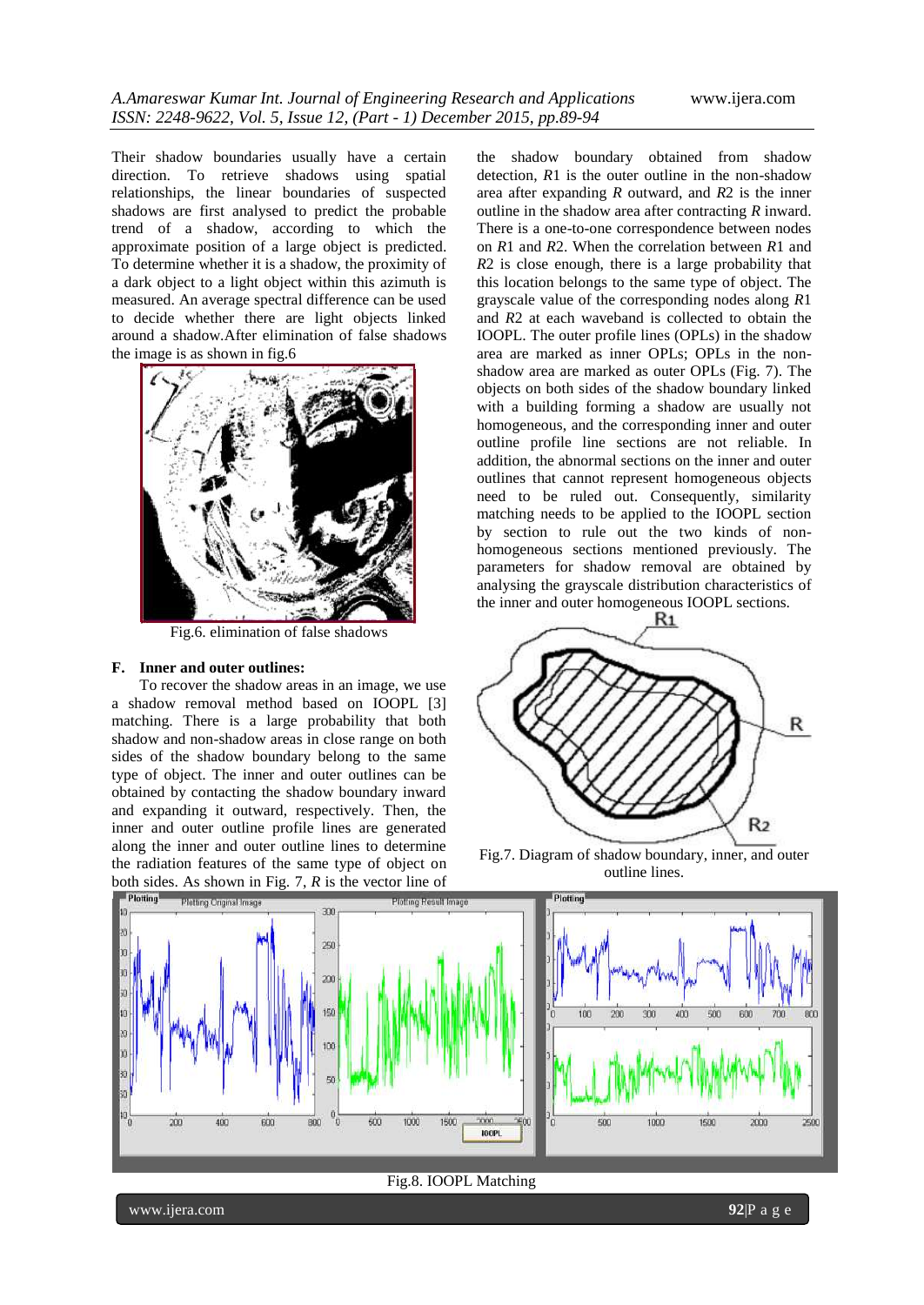Their shadow boundaries usually have a certain direction. To retrieve shadows using spatial relationships, the linear boundaries of suspected shadows are first analysed to predict the probable trend of a shadow, according to which the approximate position of a large object is predicted. To determine whether it is a shadow, the proximity of a dark object to a light object within this azimuth is measured. An average spectral difference can be used to decide whether there are light objects linked around a shadow.After elimination of false shadows the image is as shown in fig.6

Fig.6. elimination of false shadows

### F. Inner and outer outlines:

To recover the shadow areas in an image, we use a shadow removal method based on IOOPL [3] matching. There is a large probability that both shadow and non-shadow areas in close range on both sides of the shadow boundary belong to the same type of object. The inner and outer outlines can be obtained by contacting the shadow boundary inward and expanding it outward, respectively. Then, the inner and outer outline profile lines are generated along the inner and outer outline lines to determine the radiation features of the same type of object on both sides. As shown in Fig. 7, $R$ is the vector line of the shadow boundary obtained from shadow detection, $R1$ is the outer outline in the non-shadow area after expanding $R$ outward, and $R2$ is the inner outline in the shadow area after contracting $R$ inward. There is a one-to-one correspondence between nodes on $R1$ and $R2$. When the correlation between $R1$ and $R2$ is close enough, there is a large probability that this location belongs to the same type of object. The grayscale value of the corresponding nodes along $R1$ and $R2$ at each waveband is collected to obtain the IOOPL. The outer profile lines (OPLs) in the shadow area are marked as inner OPLs; OPLs in the non-shadow area are marked as outer OPLs (Fig. 7). The objects on both sides of the shadow boundary linked with a building forming a shadow are usually not homogeneous, and the corresponding inner and outer outline profile line sections are not reliable. In addition, the abnormal sections on the inner and outer outlines that cannot represent homogeneous objects need to be ruled out. Consequently, similarity matching needs to be applied to the IOOPL section by section to rule out the two kinds of non-homogeneous sections mentioned previously. The parameters for shadow removal are obtained by analysing the grayscale distribution characteristics of the inner and outer homogeneous IOOPL sections.

Fig.7. Diagram of shadow boundary, inner, and outer outline lines.

Fig.8. IOOPL Matching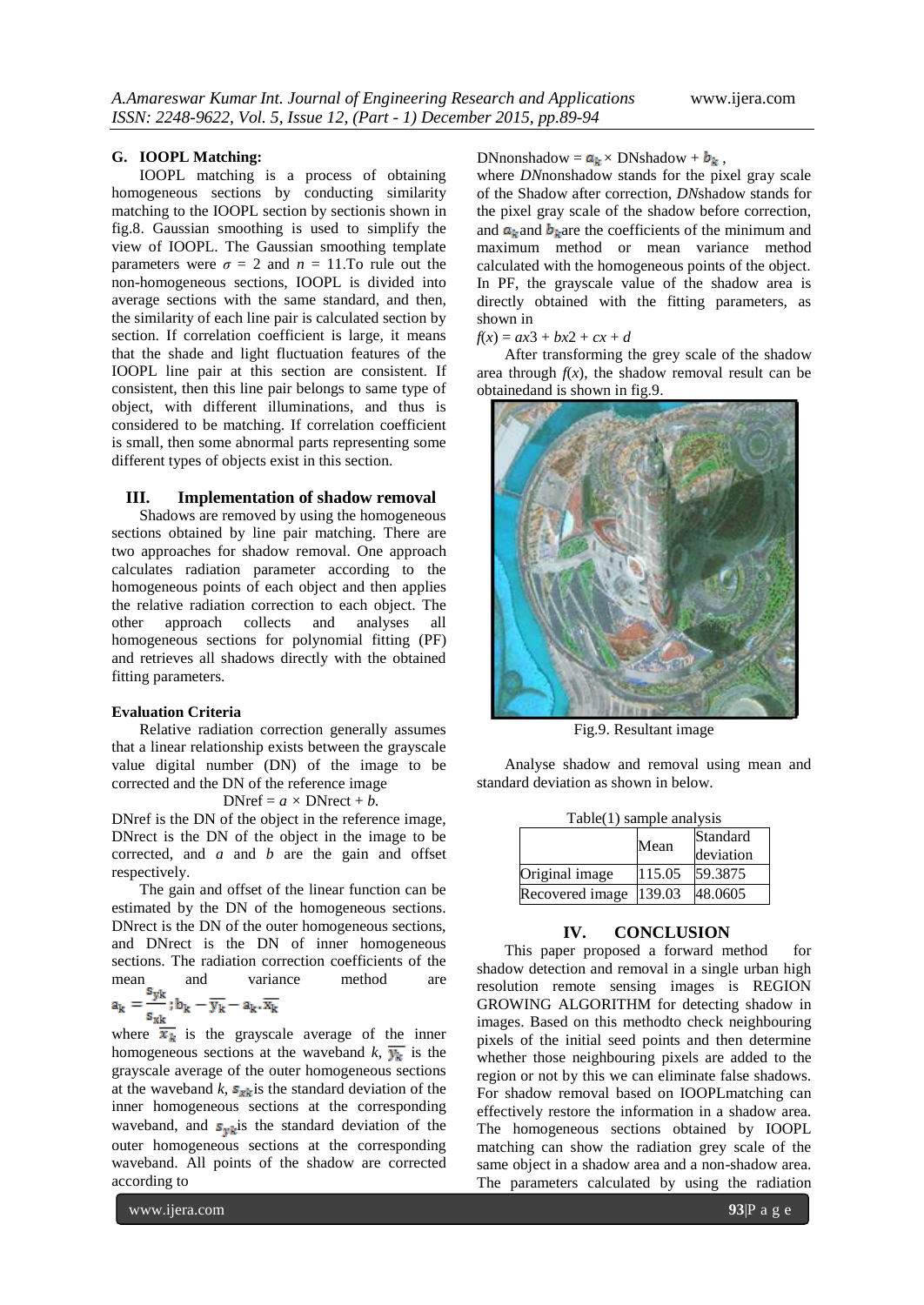### G. IOOPL Matching:

IOOPL matching is a process of obtaining homogeneous sections by conducting similarity matching to the IOOPL section by sectionis shown in fig.8. Gaussian smoothing is used to simplify the view of IOOPL. The Gaussian smoothing template parameters were $\sigma = 2$ and $n = 11$.To rule out the non-homogeneous sections, IOOPL is divided into average sections with the same standard, and then, the similarity of each line pair is calculated section by section. If correlation coefficient is large, it means that the shade and light fluctuation features of the IOOPL line pair at this section are consistent. If consistent, then this line pair belongs to same type of object, with different illuminations, and thus is considered to be matching. If correlation coefficient is small, then some abnormal parts representing some different types of objects exist in this section.

## III. Implementation of shadow removal

Shadows are removed by using the homogeneous sections obtained by line pair matching. There are two approaches for shadow removal. One approach calculates radiation parameter according to the homogeneous points of each object and then applies the relative radiation correction to each object. The other approach collects and analyses all homogeneous sections for polynomial fitting (PF) and retrieves all shadows directly with the obtained fitting parameters.

**Evaluation Criteria**

Relative radiation correction generally assumes that a linear relationship exists between the grayscale value digital number (DN) of the image to be corrected and the DN of the reference image

$$DNref = a \times DNrect + b.$$

DNref is the DN of the object in the reference image, DNrect is the DN of the object in the image to be corrected, and $a$ and $b$ are the gain and offset respectively.

The gain and offset of the linear function can be estimated by the DN of the homogeneous sections. DNrect is the DN of the outer homogeneous sections, and DNrect is the DN of inner homogeneous sections. The radiation correction coefficients of the mean and variance method are

$$a_k = \frac{s_{yk}}{s_{xk}}; b_k = \overline{y_k} - a_k \cdot \overline{x_k}$$

where $\overline{x_k}$ is the grayscale average of the inner homogeneous sections at the waveband $k$, $\overline{y_k}$ is the grayscale average of the outer homogeneous sections at the waveband $k$, $s_{xk}$ is the standard deviation of the inner homogeneous sections at the corresponding waveband, and $s_{yk}$ is the standard deviation of the outer homogeneous sections at the corresponding waveband. All points of the shadow are corrected according to

$$DNnonshadow = a_k \times DNshadow + b_k,$$

where *DN*nonshadow stands for the pixel gray scale of the Shadow after correction, *DN*shadow stands for the pixel gray scale of the shadow before correction, and $a_k$ and $b_k$ are the coefficients of the minimum and maximum method or mean variance method calculated with the homogeneous points of the object. In PF, the grayscale value of the shadow area is directly obtained with the fitting parameters, as shown in

$$f(x) = ax3 + bx2 + cx + d$$

After transforming the grey scale of the shadow area through $f(x)$, the shadow removal result can be obtainedand is shown in fig.9.

Fig.9. Resultant image

Analyse shadow and removal using mean and standard deviation as shown in below.

Table(1) sample analysis

| | Mean | Standard deviation |
|---|---|---|
| Original image | 115.05 | 59.3875 |
| Recovered image | 139.03 | 48.0605 |

## IV. CONCLUSION

This paper proposed a forward method for shadow detection and removal in a single urban high resolution remote sensing images is REGION GROWING ALGORITHM for detecting shadow in images. Based on this methodto check neighbouring pixels of the initial seed points and then determine whether those neighbouring pixels are added to the region or not by this we can eliminate false shadows. For shadow removal based on IOOPLmatching can effectively restore the information in a shadow area. The homogeneous sections obtained by IOOPL matching can show the radiation grey scale of the same object in a shadow area and a non-shadow area. The parameters calculated by using the radiation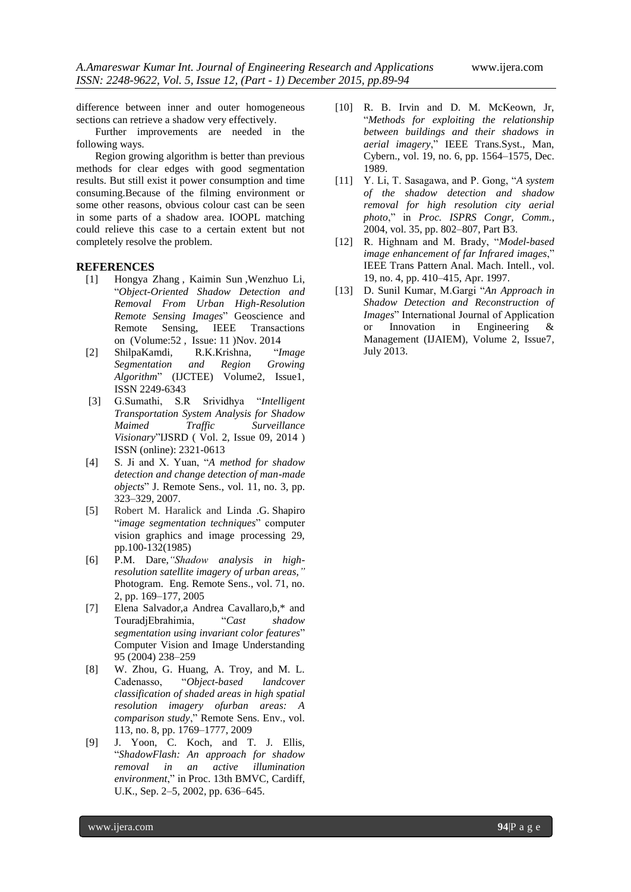difference between inner and outer homogeneous sections can retrieve a shadow very effectively.

Further improvements are needed in the following ways.

Region growing algorithm is better than previous methods for clear edges with good segmentation results. But still exist it power consumption and time consuming.Because of the filming environment or some other reasons, obvious colour cast can be seen in some parts of a shadow area. IOOPL matching could relieve this case to a certain extent but not completely resolve the problem.

## REFERENCES

[1] Hongya Zhang , Kaimin Sun ,Wenzhuo Li, "*Object-Oriented Shadow Detection and Removal From Urban High-Resolution Remote Sensing Images*" Geoscience and Remote Sensing, IEEE Transactions on (Volume:52 , Issue: 11 )Nov. 2014

[2] ShilpaKamdi, R.K.Krishna, "*Image Segmentation and Region Growing Algorithm*" (IJCTEE) Volume2, Issue1, ISSN 2249-6343

[3] G.Sumathi, S.R Srividhya "*Intelligent Transportation System Analysis for Shadow Maimed Traffic Surveillance Visionary*"IJSRD ( Vol. 2, Issue 09, 2014 ) ISSN (online): 2321-0613

[4] S. Ji and X. Yuan, "*A method for shadow detection and change detection of man-made objects*" J. Remote Sens., vol. 11, no. 3, pp. 323–329, 2007.

[5] Robert M. Haralick and Linda .G. Shapiro "*image segmentation techniques*" computer vision graphics and image processing 29, pp.100-132(1985)

[6] P.M. Dare,*"Shadow analysis in high-resolution satellite imagery of urban areas,"* Photogram. Eng. Remote Sens., vol. 71, no. 2, pp. 169–177, 2005

[7] Elena Salvador,a Andrea Cavallaro,b,* and TouradjEbrahimia, "*Cast shadow segmentation using invariant color features*" Computer Vision and Image Understanding 95 (2004) 238–259

[8] W. Zhou, G. Huang, A. Troy, and M. L. Cadenasso, "*Object-based landcover classification of shaded areas in high spatial resolution imagery ofurban areas: A comparison study*," Remote Sens. Env., vol. 113, no. 8, pp. 1769–1777, 2009

[9] J. Yoon, C. Koch, and T. J. Ellis, "*ShadowFlash: An approach for shadow removal in an active illumination environment*," in Proc. 13th BMVC, Cardiff, U.K., Sep. 2–5, 2002, pp. 636–645.

[10] R. B. Irvin and D. M. McKeown, Jr, "*Methods for exploiting the relationship between buildings and their shadows in aerial imagery*," IEEE Trans.Syst., Man, Cybern., vol. 19, no. 6, pp. 1564–1575, Dec. 1989.

[11] Y. Li, T. Sasagawa, and P. Gong, "*A system of the shadow detection and shadow removal for high resolution city aerial photo*," in *Proc. ISPRS Congr, Comm.*, 2004, vol. 35, pp. 802–807, Part B3.

[12] R. Highnam and M. Brady, "*Model-based image enhancement of far Infrared images*," IEEE Trans Pattern Anal. Mach. Intell., vol. 19, no. 4, pp. 410–415, Apr. 1997.

[13] D. Sunil Kumar, M.Gargi "*An Approach in Shadow Detection and Reconstruction of Images*" International Journal of Application or Innovation in Engineering & Management (IJAIEM), Volume 2, Issue7, July 2013.